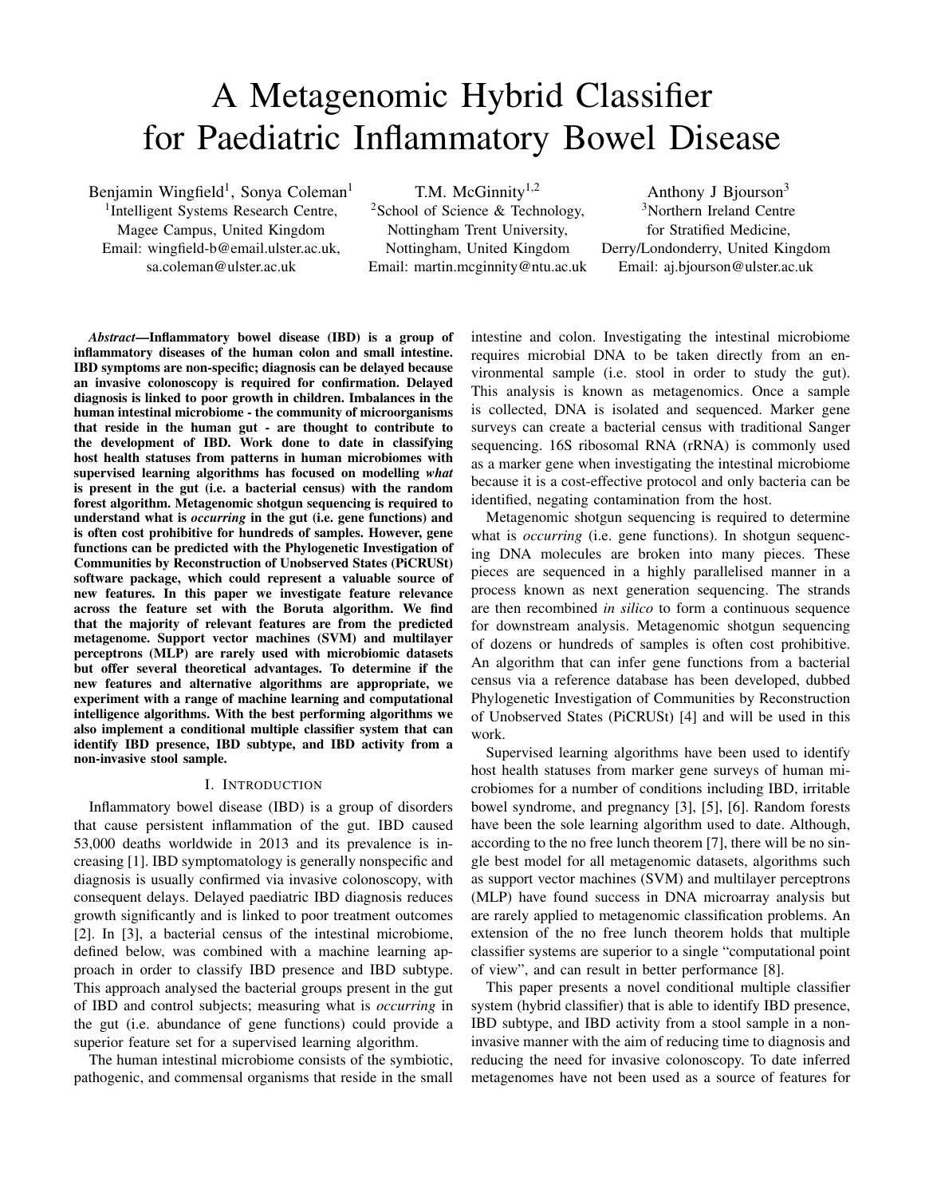# A Metagenomic Hybrid Classifier for Paediatric Inflammatory Bowel Disease

Benjamin Wingfield[1], Sonya Coleman[1]
[1]Intelligent Systems Research Centre, Magee Campus, United Kingdom
Email: wingfield-b@email.ulster.ac.uk, sa.coleman@ulster.ac.uk

T.M. McGinnity[1,2]
[2]School of Science & Technology, Nottingham Trent University, Nottingham, United Kingdom
Email: martin.mcginnity@ntu.ac.uk

Anthony J Bjourson[3]
[3]Northern Ireland Centre for Stratified Medicine, Derry/Londonderry, United Kingdom
Email: aj.bjourson@ulster.ac.uk

***Abstract*—Inflammatory bowel disease (IBD) is a group of inflammatory diseases of the human colon and small intestine. IBD symptoms are non-specific; diagnosis can be delayed because an invasive colonoscopy is required for confirmation. Delayed diagnosis is linked to poor growth in children. Imbalances in the human intestinal microbiome - the community of microorganisms that reside in the human gut - are thought to contribute to the development of IBD. Work done to date in classifying host health statuses from patterns in human microbiomes with supervised learning algorithms has focused on modelling *what* is present in the gut (i.e. a bacterial census) with the random forest algorithm. Metagenomic shotgun sequencing is required to understand what is *occurring* in the gut (i.e. gene functions) and is often cost prohibitive for hundreds of samples. However, gene functions can be predicted with the Phylogenetic Investigation of Communities by Reconstruction of Unobserved States (PiCRUSt) software package, which could represent a valuable source of new features. In this paper we investigate feature relevance across the feature set with the Boruta algorithm. We find that the majority of relevant features are from the predicted metagenome. Support vector machines (SVM) and multilayer perceptrons (MLP) are rarely used with microbiomic datasets but offer several theoretical advantages. To determine if the new features and alternative algorithms are appropriate, we experiment with a range of machine learning and computational intelligence algorithms. With the best performing algorithms we also implement a conditional multiple classifier system that can identify IBD presence, IBD subtype, and IBD activity from a non-invasive stool sample.**

## I. Introduction

Inflammatory bowel disease (IBD) is a group of disorders that cause persistent inflammation of the gut. IBD caused 53,000 deaths worldwide in 2013 and its prevalence is increasing [1]. IBD symptomatology is generally nonspecific and diagnosis is usually confirmed via invasive colonoscopy, with consequent delays. Delayed paediatric IBD diagnosis reduces growth significantly and is linked to poor treatment outcomes [2]. In [3], a bacterial census of the intestinal microbiome, defined below, was combined with a machine learning approach in order to classify IBD presence and IBD subtype. This approach analysed the bacterial groups present in the gut of IBD and control subjects; measuring what is *occurring* in the gut (i.e. abundance of gene functions) could provide a superior feature set for a supervised learning algorithm.

The human intestinal microbiome consists of the symbiotic, pathogenic, and commensal organisms that reside in the small intestine and colon. Investigating the intestinal microbiome requires microbial DNA to be taken directly from an environmental sample (i.e. stool in order to study the gut). This analysis is known as metagenomics. Once a sample is collected, DNA is isolated and sequenced. Marker gene surveys can create a bacterial census with traditional Sanger sequencing. 16S ribosomal RNA (rRNA) is commonly used as a marker gene when investigating the intestinal microbiome because it is a cost-effective protocol and only bacteria can be identified, negating contamination from the host.

Metagenomic shotgun sequencing is required to determine what is *occurring* (i.e. gene functions). In shotgun sequencing DNA molecules are broken into many pieces. These pieces are sequenced in a highly parallelised manner in a process known as next generation sequencing. The strands are then recombined *in silico* to form a continuous sequence for downstream analysis. Metagenomic shotgun sequencing of dozens or hundreds of samples is often cost prohibitive. An algorithm that can infer gene functions from a bacterial census via a reference database has been developed, dubbed Phylogenetic Investigation of Communities by Reconstruction of Unobserved States (PiCRUSt) [4] and will be used in this work.

Supervised learning algorithms have been used to identify host health statuses from marker gene surveys of human microbiomes for a number of conditions including IBD, irritable bowel syndrome, and pregnancy [3], [5], [6]. Random forests have been the sole learning algorithm used to date. Although, according to the no free lunch theorem [7], there will be no single best model for all metagenomic datasets, algorithms such as support vector machines (SVM) and multilayer perceptrons (MLP) have found success in DNA microarray analysis but are rarely applied to metagenomic classification problems. An extension of the no free lunch theorem holds that multiple classifier systems are superior to a single "computational point of view", and can result in better performance [8].

This paper presents a novel conditional multiple classifier system (hybrid classifier) that is able to identify IBD presence, IBD subtype, and IBD activity from a stool sample in a non-invasive manner with the aim of reducing time to diagnosis and reducing the need for invasive colonoscopy. To date inferred metagenomes have not been used as a source of features for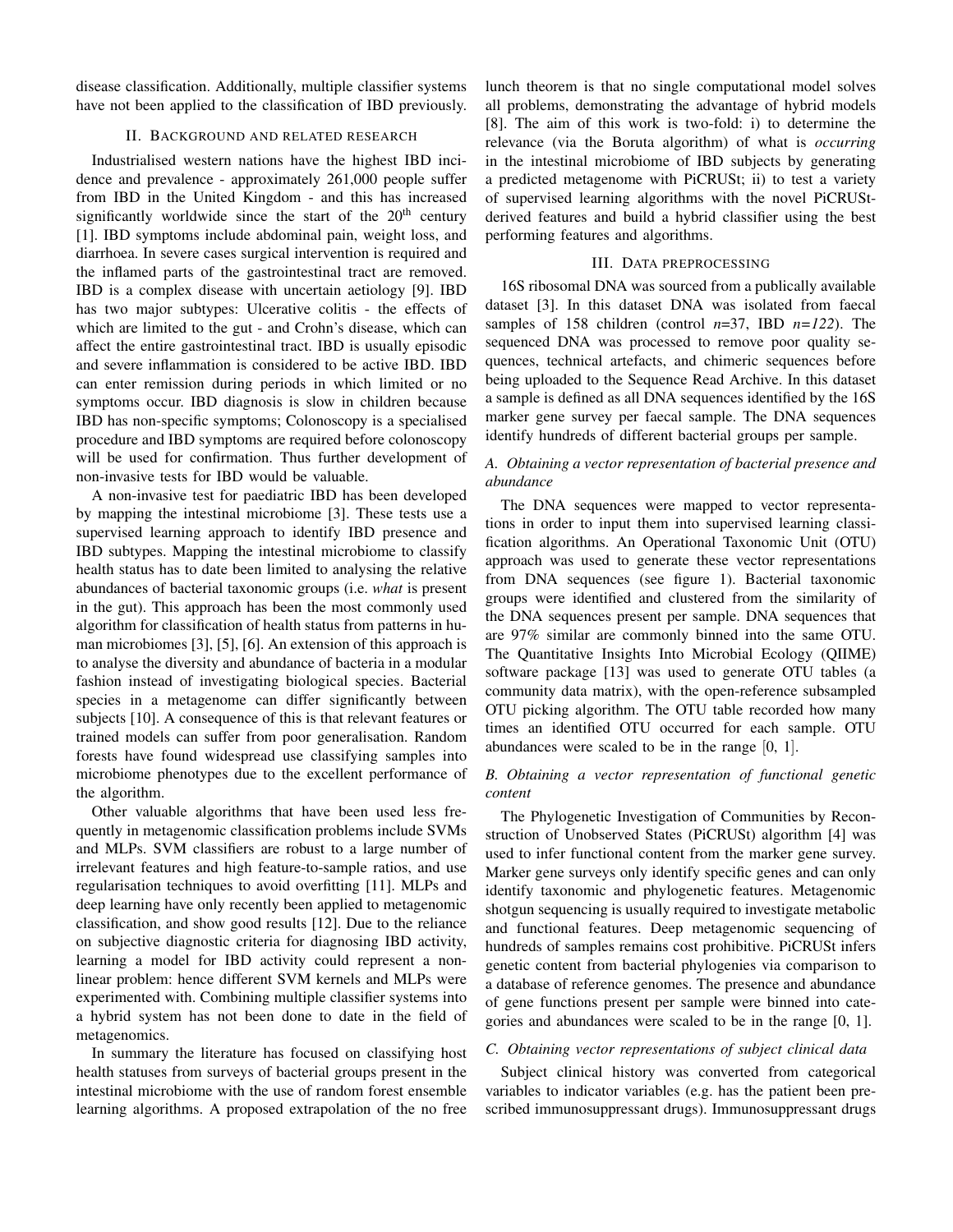disease classification. Additionally, multiple classifier systems have not been applied to the classification of IBD previously.

## II. Background and related research

Industrialised western nations have the highest IBD incidence and prevalence - approximately 261,000 people suffer from IBD in the United Kingdom - and this has increased significantly worldwide since the start of the $20^{\text{th}}$ century [1]. IBD symptoms include abdominal pain, weight loss, and diarrhoea. In severe cases surgical intervention is required and the inflamed parts of the gastrointestinal tract are removed. IBD is a complex disease with uncertain aetiology [9]. IBD has two major subtypes: Ulcerative colitis - the effects of which are limited to the gut - and Crohn's disease, which can affect the entire gastrointestinal tract. IBD is usually episodic and severe inflammation is considered to be active IBD. IBD can enter remission during periods in which limited or no symptoms occur. IBD diagnosis is slow in children because IBD has non-specific symptoms; Colonoscopy is a specialised procedure and IBD symptoms are required before colonoscopy will be used for confirmation. Thus further development of non-invasive tests for IBD would be valuable.

A non-invasive test for paediatric IBD has been developed by mapping the intestinal microbiome [3]. These tests use a supervised learning approach to identify IBD presence and IBD subtypes. Mapping the intestinal microbiome to classify health status has to date been limited to analysing the relative abundances of bacterial taxonomic groups (i.e. *what* is present in the gut). This approach has been the most commonly used algorithm for classification of health status from patterns in human microbiomes [3], [5], [6]. An extension of this approach is to analyse the diversity and abundance of bacteria in a modular fashion instead of investigating biological species. Bacterial species in a metagenome can differ significantly between subjects [10]. A consequence of this is that relevant features or trained models can suffer from poor generalisation. Random forests have found widespread use classifying samples into microbiome phenotypes due to the excellent performance of the algorithm.

Other valuable algorithms that have been used less frequently in metagenomic classification problems include SVMs and MLPs. SVM classifiers are robust to a large number of irrelevant features and high feature-to-sample ratios, and use regularisation techniques to avoid overfitting [11]. MLPs and deep learning have only recently been applied to metagenomic classification, and show good results [12]. Due to the reliance on subjective diagnostic criteria for diagnosing IBD activity, learning a model for IBD activity could represent a non-linear problem: hence different SVM kernels and MLPs were experimented with. Combining multiple classifier systems into a hybrid system has not been done to date in the field of metagenomics.

In summary the literature has focused on classifying host health statuses from surveys of bacterial groups present in the intestinal microbiome with the use of random forest ensemble learning algorithms. A proposed extrapolation of the no free lunch theorem is that no single computational model solves all problems, demonstrating the advantage of hybrid models [8]. The aim of this work is two-fold: i) to determine the relevance (via the Boruta algorithm) of what is *occurring* in the intestinal microbiome of IBD subjects by generating a predicted metagenome with PiCRUSt; ii) to test a variety of supervised learning algorithms with the novel PiCRUSt-derived features and build a hybrid classifier using the best performing features and algorithms.

## III. Data preprocessing

16S ribosomal DNA was sourced from a publically available dataset [3]. In this dataset DNA was isolated from faecal samples of 158 children (control *n*=37, IBD *n=122*). The sequenced DNA was processed to remove poor quality sequences, technical artefacts, and chimeric sequences before being uploaded to the Sequence Read Archive. In this dataset a sample is defined as all DNA sequences identified by the 16S marker gene survey per faecal sample. The DNA sequences identify hundreds of different bacterial groups per sample.

### *A. Obtaining a vector representation of bacterial presence and abundance*

The DNA sequences were mapped to vector representations in order to input them into supervised learning classification algorithms. An Operational Taxonomic Unit (OTU) approach was used to generate these vector representations from DNA sequences (see figure 1). Bacterial taxonomic groups were identified and clustered from the similarity of the DNA sequences present per sample. DNA sequences that are 97% similar are commonly binned into the same OTU. The Quantitative Insights Into Microbial Ecology (QIIME) software package [13] was used to generate OTU tables (a community data matrix), with the open-reference subsampled OTU picking algorithm. The OTU table recorded how many times an identified OTU occurred for each sample. OTU abundances were scaled to be in the range $[0, 1]$.

### *B. Obtaining a vector representation of functional genetic content*

The Phylogenetic Investigation of Communities by Reconstruction of Unobserved States (PiCRUSt) algorithm [4] was used to infer functional content from the marker gene survey. Marker gene surveys only identify specific genes and can only identify taxonomic and phylogenetic features. Metagenomic shotgun sequencing is usually required to investigate metabolic and functional features. Deep metagenomic sequencing of hundreds of samples remains cost prohibitive. PiCRUSt infers genetic content from bacterial phylogenies via comparison to a database of reference genomes. The presence and abundance of gene functions present per sample were binned into categories and abundances were scaled to be in the range $[0, 1]$.

### *C. Obtaining vector representations of subject clinical data*

Subject clinical history was converted from categorical variables to indicator variables (e.g. has the patient been prescribed immunosuppressant drugs). Immunosuppressant drugs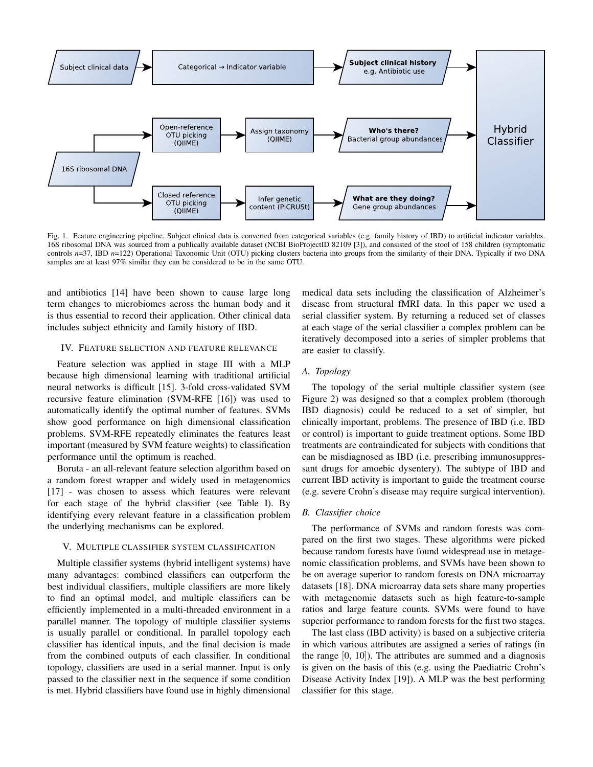Fig. 1. Feature engineering pipeline. Subject clinical data is converted from categorical variables (e.g. family history of IBD) to artificial indicator variables. 16S ribosomal DNA was sourced from a publically available dataset (NCBI BioProjectID 82109 [3]), and consisted of the stool of 158 children (symptomatic controls $n$=37, IBD $n$=122) Operational Taxonomic Unit (OTU) picking clusters bacteria into groups from the similarity of their DNA. Typically if two DNA samples are at least 97% similar they can be considered to be in the same OTU.

and antibiotics [14] have been shown to cause large long term changes to microbiomes across the human body and it is thus essential to record their application. Other clinical data includes subject ethnicity and family history of IBD.

## IV. Feature selection and feature relevance

Feature selection was applied in stage III with a MLP because high dimensional learning with traditional artificial neural networks is difficult [15]. 3-fold cross-validated SVM recursive feature elimination (SVM-RFE [16]) was used to automatically identify the optimal number of features. SVMs show good performance on high dimensional classification problems. SVM-RFE repeatedly eliminates the features least important (measured by SVM feature weights) to classification performance until the optimum is reached.

Boruta - an all-relevant feature selection algorithm based on a random forest wrapper and widely used in metagenomics [17] - was chosen to assess which features were relevant for each stage of the hybrid classifier (see Table I). By identifying every relevant feature in a classification problem the underlying mechanisms can be explored.

## V. Multiple classifier system classification

Multiple classifier systems (hybrid intelligent systems) have many advantages: combined classifiers can outperform the best individual classifiers, multiple classifiers are more likely to find an optimal model, and multiple classifiers can be efficiently implemented in a multi-threaded environment in a parallel manner. The topology of multiple classifier systems is usually parallel or conditional. In parallel topology each classifier has identical inputs, and the final decision is made from the combined outputs of each classifier. In conditional topology, classifiers are used in a serial manner. Input is only passed to the classifier next in the sequence if some condition is met. Hybrid classifiers have found use in highly dimensional medical data sets including the classification of Alzheimer's disease from structural fMRI data. In this paper we used a serial classifier system. By returning a reduced set of classes at each stage of the serial classifier a complex problem can be iteratively decomposed into a series of simpler problems that are easier to classify.

### A. Topology

The topology of the serial multiple classifier system (see Figure 2) was designed so that a complex problem (thorough IBD diagnosis) could be reduced to a set of simpler, but clinically important, problems. The presence of IBD (i.e. IBD or control) is important to guide treatment options. Some IBD treatments are contraindicated for subjects with conditions that can be misdiagnosed as IBD (i.e. prescribing immunosuppressant drugs for amoebic dysentery). The subtype of IBD and current IBD activity is important to guide the treatment course (e.g. severe Crohn's disease may require surgical intervention).

### B. Classifier choice

The performance of SVMs and random forests was compared on the first two stages. These algorithms were picked because random forests have found widespread use in metagenomic classification problems, and SVMs have been shown to be on average superior to random forests on DNA microarray datasets [18]. DNA microarray data sets share many properties with metagenomic datasets such as high feature-to-sample ratios and large feature counts. SVMs were found to have superior performance to random forests for the first two stages.

The last class (IBD activity) is based on a subjective criteria in which various attributes are assigned a series of ratings (in the range $[0, 10]$). The attributes are summed and a diagnosis is given on the basis of this (e.g. using the Paediatric Crohn's Disease Activity Index [19]). A MLP was the best performing classifier for this stage.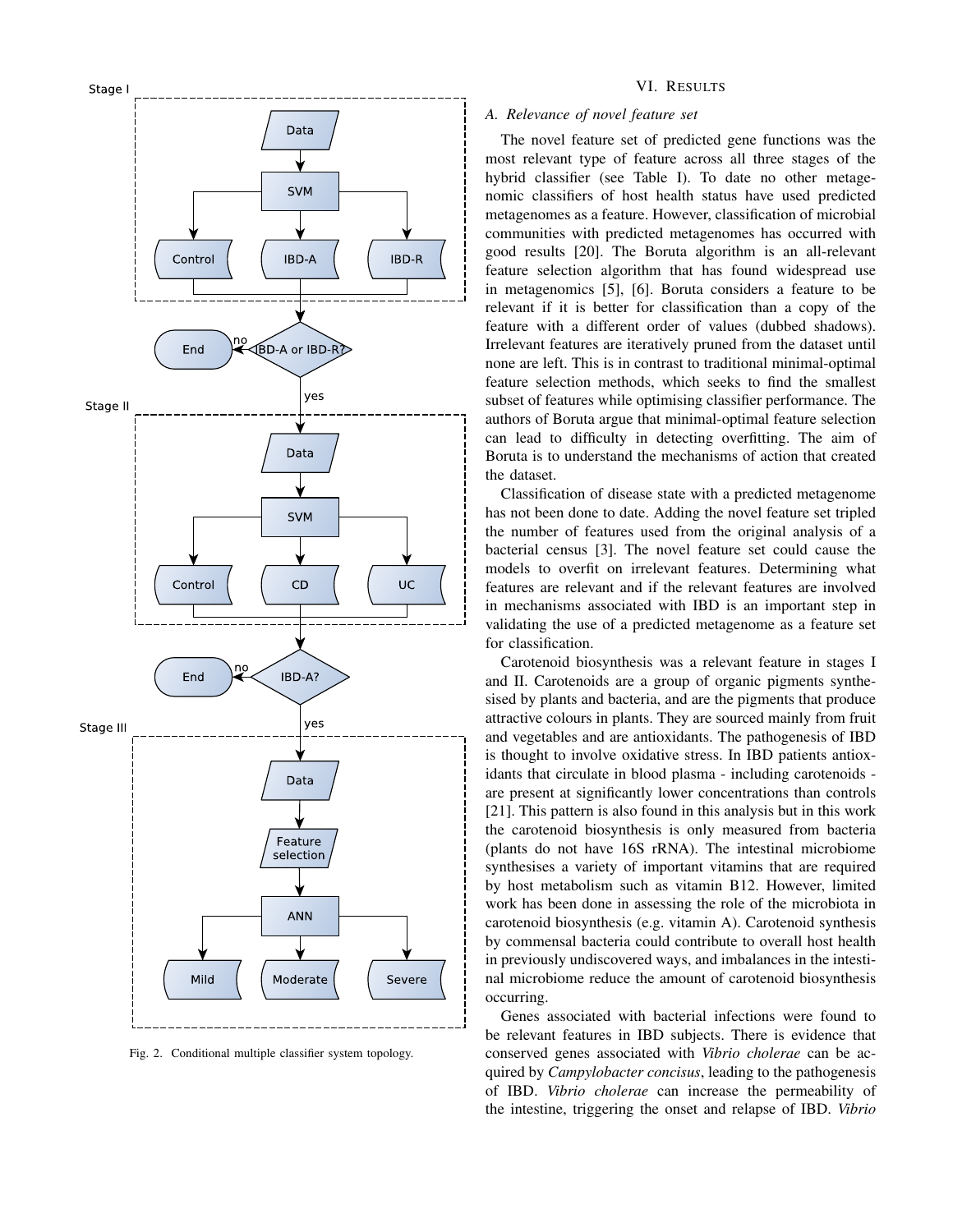Stage I

Data

SVM

Control

IBD-A

IBD-R

End

no

IBD-A or IBD-R?

yes

Stage II

Data

SVM

Control

CD

UC

End

no

IBD-A?

yes

Stage III

Data

Feature selection

ANN

Mild

Moderate

Severe

Fig. 2. Conditional multiple classifier system topology.

## VI. Results

### A. Relevance of novel feature set

The novel feature set of predicted gene functions was the most relevant type of feature across all three stages of the hybrid classifier (see Table I). To date no other metagenomic classifiers of host health status have used predicted metagenomes as a feature. However, classification of microbial communities with predicted metagenomes has occurred with good results [20]. The Boruta algorithm is an all-relevant feature selection algorithm that has found widespread use in metagenomics [5], [6]. Boruta considers a feature to be relevant if it is better for classification than a copy of the feature with a different order of values (dubbed shadows). Irrelevant features are iteratively pruned from the dataset until none are left. This is in contrast to traditional minimal-optimal feature selection methods, which seeks to find the smallest subset of features while optimising classifier performance. The authors of Boruta argue that minimal-optimal feature selection can lead to difficulty in detecting overfitting. The aim of Boruta is to understand the mechanisms of action that created the dataset.

Classification of disease state with a predicted metagenome has not been done to date. Adding the novel feature set tripled the number of features used from the original analysis of a bacterial census [3]. The novel feature set could cause the models to overfit on irrelevant features. Determining what features are relevant and if the relevant features are involved in mechanisms associated with IBD is an important step in validating the use of a predicted metagenome as a feature set for classification.

Carotenoid biosynthesis was a relevant feature in stages I and II. Carotenoids are a group of organic pigments synthesised by plants and bacteria, and are the pigments that produce attractive colours in plants. They are sourced mainly from fruit and vegetables and are antioxidants. The pathogenesis of IBD is thought to involve oxidative stress. In IBD patients antioxidants that circulate in blood plasma - including carotenoids - are present at significantly lower concentrations than controls [21]. This pattern is also found in this analysis but in this work the carotenoid biosynthesis is only measured from bacteria (plants do not have 16S rRNA). The intestinal microbiome synthesises a variety of important vitamins that are required by host metabolism such as vitamin B12. However, limited work has been done in assessing the role of the microbiota in carotenoid biosynthesis (e.g. vitamin A). Carotenoid synthesis by commensal bacteria could contribute to overall host health in previously undiscovered ways, and imbalances in the intestinal microbiome reduce the amount of carotenoid biosynthesis occurring.

Genes associated with bacterial infections were found to be relevant features in IBD subjects. There is evidence that conserved genes associated with *Vibrio cholerae* can be acquired by *Campylobacter concisus*, leading to the pathogenesis of IBD. *Vibrio cholerae* can increase the permeability of the intestine, triggering the onset and relapse of IBD. *Vibrio*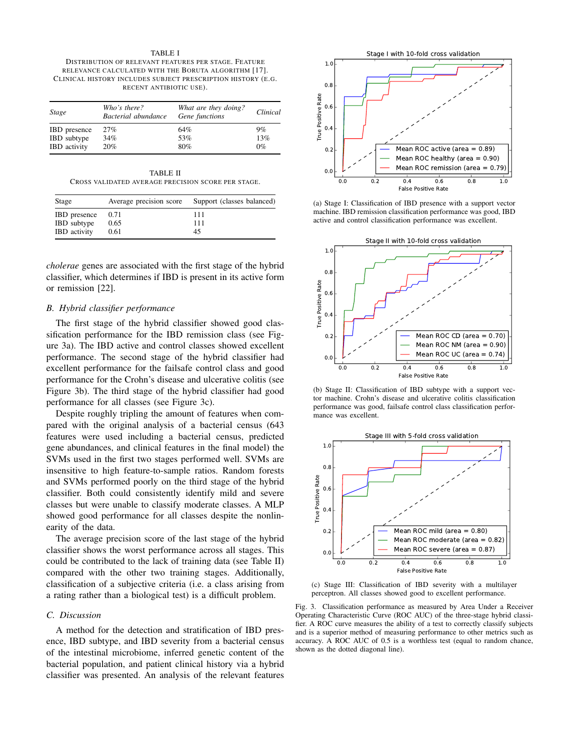TABLE I

DISTRIBUTION OF RELEVANT FEATURES PER STAGE. FEATURE RELEVANCE CALCULATED WITH THE BORUTA ALGORITHM [17]. CLINICAL HISTORY INCLUDES SUBJECT PRESCRIPTION HISTORY (E.G. RECENT ANTIBIOTIC USE).

| *Stage* | *Who's there?* *Bacterial abundance* | *What are they doing?* *Gene functions* | *Clinical* |
|---|---|---|---|
| IBD presence | 27% | 64% | 9% |
| IBD subtype | 34% | 53% | 13% |
| IBD activity | 20% | 80% | 0% |

TABLE II

CROSS VALIDATED AVERAGE PRECISION SCORE PER STAGE.

| Stage | Average precision score | Support (classes balanced) |
|---|---|---|
| IBD presence | 0.71 | 111 |
| IBD subtype | 0.65 | 111 |
| IBD activity | 0.61 | 45 |

*cholerae* genes are associated with the first stage of the hybrid classifier, which determines if IBD is present in its active form or remission [22].

### B. Hybrid classifier performance

The first stage of the hybrid classifier showed good classification performance for the IBD remission class (see Figure 3a). The IBD active and control classes showed excellent performance. The second stage of the hybrid classifier had excellent performance for the failsafe control class and good performance for the Crohn's disease and ulcerative colitis (see Figure 3b). The third stage of the hybrid classifier had good performance for all classes (see Figure 3c).

Despite roughly tripling the amount of features when compared with the original analysis of a bacterial census (643 features were used including a bacterial census, predicted gene abundances, and clinical features in the final model) the SVMs used in the first two stages performed well. SVMs are insensitive to high feature-to-sample ratios. Random forests and SVMs performed poorly on the third stage of the hybrid classifier. Both could consistently identify mild and severe classes but were unable to classify moderate classes. A MLP showed good performance for all classes despite the nonlinearity of the data.

The average precision score of the last stage of the hybrid classifier shows the worst performance across all stages. This could be contributed to the lack of training data (see Table II) compared with the other two training stages. Additionally, classification of a subjective criteria (i.e. a class arising from a rating rather than a biological test) is a difficult problem.

### C. Discussion

A method for the detection and stratification of IBD presence, IBD subtype, and IBD severity from a bacterial census of the intestinal microbiome, inferred genetic content of the bacterial population, and patient clinical history via a hybrid classifier was presented. An analysis of the relevant features

(a) Stage I: Classification of IBD presence with a support vector machine. IBD remission classification performance was good, IBD active and control classification performance was excellent.

(b) Stage II: Classification of IBD subtype with a support vector machine. Crohn's disease and ulcerative colitis classification performance was good, failsafe control class classification performance was excellent.

(c) Stage III: Classification of IBD severity with a multilayer perceptron. All classes showed good to excellent performance.

Fig. 3. Classification performance as measured by Area Under a Receiver Operating Characteristic Curve (ROC AUC) of the three-stage hybrid classifier. A ROC curve measures the ability of a test to correctly classify subjects and is a superior method of measuring performance to other metrics such as accuracy. A ROC AUC of 0.5 is a worthless test (equal to random chance, shown as the dotted diagonal line).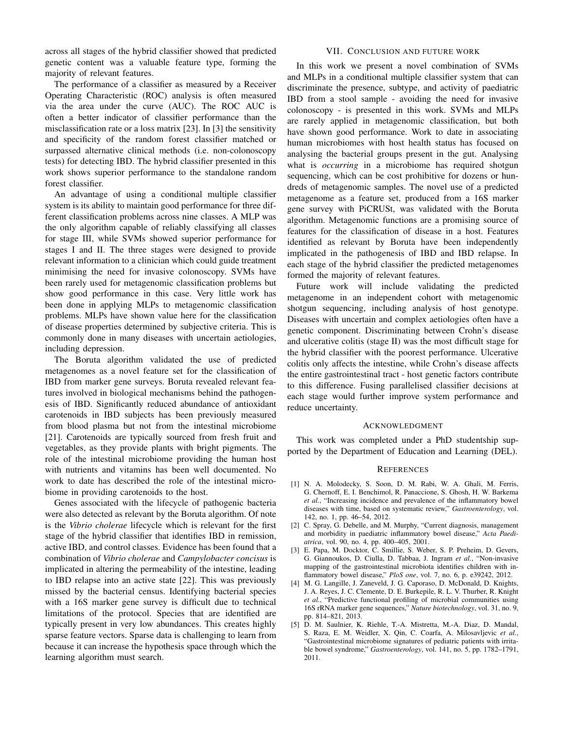across all stages of the hybrid classifier showed that predicted genetic content was a valuable feature type, forming the majority of relevant features.

The performance of a classifier as measured by a Receiver Operating Characteristic (ROC) analysis is often measured via the area under the curve (AUC). The ROC AUC is often a better indicator of classifier performance than the misclassification rate or a loss matrix [23]. In [3] the sensitivity and specificity of the random forest classifier matched or surpassed alternative clinical methods (i.e. non-colonoscopy tests) for detecting IBD. The hybrid classifier presented in this work shows superior performance to the standalone random forest classifier.

An advantage of using a conditional multiple classifier system is its ability to maintain good performance for three different classification problems across nine classes. A MLP was the only algorithm capable of reliably classifying all classes for stage III, while SVMs showed superior performance for stages I and II. The three stages were designed to provide relevant information to a clinician which could guide treatment minimising the need for invasive colonoscopy. SVMs have been rarely used for metagenomic classification problems but show good performance in this case. Very little work has been done in applying MLPs to metagenomic classification problems. MLPs have shown value here for the classification of disease properties determined by subjective criteria. This is commonly done in many diseases with uncertain aetiologies, including depression.

The Boruta algorithm validated the use of predicted metagenomes as a novel feature set for the classification of IBD from marker gene surveys. Boruta revealed relevant features involved in biological mechanisms behind the pathogenesis of IBD. Significantly reduced abundance of antioxidant carotenoids in IBD subjects has been previously measured from blood plasma but not from the intestinal microbiome [21]. Carotenoids are typically sourced from fresh fruit and vegetables, as they provide plants with bright pigments. The role of the intestinal microbiome providing the human host with nutrients and vitamins has been well documented. No work to date has described the role of the intestinal microbiome in providing carotenoids to the host.

Genes associated with the lifecycle of pathogenic bacteria were also detected as relevant by the Boruta algorithm. Of note is the *Vibrio cholerae* lifecycle which is relevant for the first stage of the hybrid classifier that identifies IBD in remission, active IBD, and control classes. Evidence has been found that a combination of *Vibrio cholerae* and *Campylobacter concisus* is implicated in altering the permeability of the intestine, leading to IBD relapse into an active state [22]. This was previously missed by the bacterial census. Identifying bacterial species with a 16S marker gene survey is difficult due to technical limitations of the protocol. Species that are identified are typically present in very low abundances. This creates highly sparse feature vectors. Sparse data is challenging to learn from because it can increase the hypothesis space through which the learning algorithm must search.

## VII. Conclusion and Future Work

In this work we present a novel combination of SVMs and MLPs in a conditional multiple classifier system that can discriminate the presence, subtype, and activity of paediatric IBD from a stool sample - avoiding the need for invasive colonoscopy - is presented in this work. SVMs and MLPs are rarely applied in metagenomic classification, but both have shown good performance. Work to date in associating human microbiomes with host health status has focused on analysing the bacterial groups present in the gut. Analysing what is *occurring* in a microbiome has required shotgun sequencing, which can be cost prohibitive for dozens or hundreds of metagenomic samples. The novel use of a predicted metagenome as a feature set, produced from a 16S marker gene survey with PiCRUSt, was validated with the Boruta algorithm. Metagenomic functions are a promising source of features for the classification of disease in a host. Features identified as relevant by Boruta have been independently implicated in the pathogenesis of IBD and IBD relapse. In each stage of the hybrid classifier the predicted metagenomes formed the majority of relevant features.

Future work will include validating the predicted metagenome in an independent cohort with metagenomic shotgun sequencing, including analysis of host genotype. Diseases with uncertain and complex aetiologies often have a genetic component. Discriminating between Crohn's disease and ulcerative colitis (stage II) was the most difficult stage for the hybrid classifier with the poorest performance. Ulcerative colitis only affects the intestine, while Crohn's disease affects the entire gastrointestinal tract - host genetic factors contribute to this difference. Fusing parallelised classifier decisions at each stage would further improve system performance and reduce uncertainty.

## Acknowledgment

This work was completed under a PhD studentship supported by the Department of Education and Learning (DEL).

## References

[1] N. A. Molodecky, S. Soon, D. M. Rabi, W. A. Ghali, M. Ferris, G. Chernoff, E. I. Benchimol, R. Panaccione, S. Ghosh, H. W. Barkema *et al.*, "Increasing incidence and prevalence of the inflammatory bowel diseases with time, based on systematic review," *Gastroenterology*, vol. 142, no. 1, pp. 46–54, 2012.

[2] C. Spray, G. Debelle, and M. Murphy, "Current diagnosis, management and morbidity in paediatric inflammatory bowel disease," *Acta Paediatrica*, vol. 90, no. 4, pp. 400–405, 2001.

[3] E. Papa, M. Docktor, C. Smillie, S. Weber, S. P. Preheim, D. Gevers, G. Giannoukos, D. Ciulla, D. Tabbaa, J. Ingram *et al.*, "Non-invasive mapping of the gastrointestinal microbiota identifies children with inflammatory bowel disease," *PloS one*, vol. 7, no. 6, p. e39242, 2012.

[4] M. G. Langille, J. Zaneveld, J. G. Caporaso, D. McDonald, D. Knights, J. A. Reyes, J. C. Clemente, D. E. Burkepile, R. L. V. Thurber, R. Knight *et al.*, "Predictive functional profiling of microbial communities using 16S rRNA marker gene sequences," *Nature biotechnology*, vol. 31, no. 9, pp. 814–821, 2013.

[5] D. M. Saulnier, K. Riehle, T.-A. Mistretta, M.-A. Diaz, D. Mandal, S. Raza, E. M. Weidler, X. Qin, C. Coarfa, A. Milosavljevic *et al.*, "Gastrointestinal microbiome signatures of pediatric patients with irritable bowel syndrome," *Gastroenterology*, vol. 141, no. 5, pp. 1782–1791, 2011.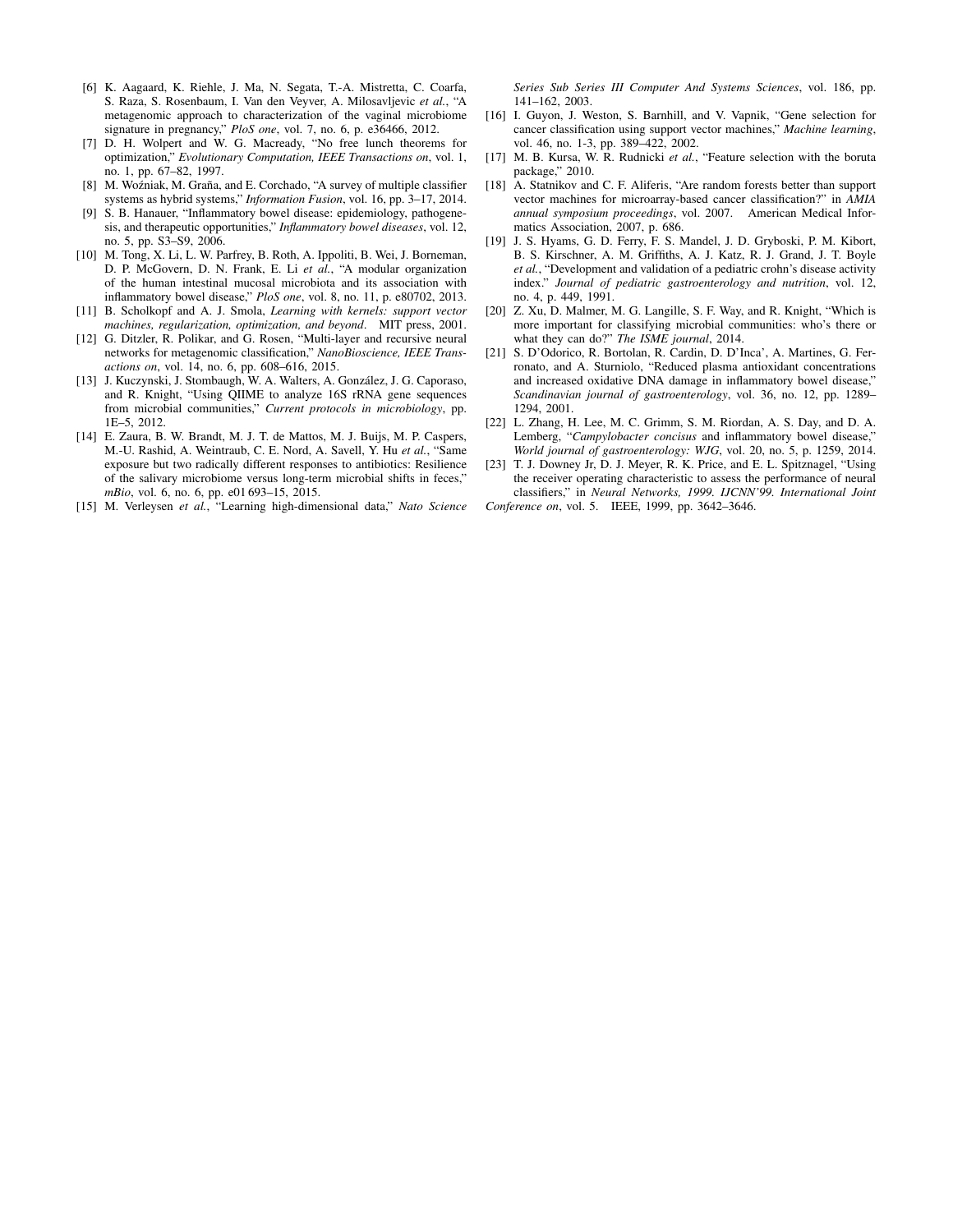[6] K. Aagaard, K. Riehle, J. Ma, N. Segata, T.-A. Mistretta, C. Coarfa, S. Raza, S. Rosenbaum, I. Van den Veyver, A. Milosavljevic *et al.*, "A metagenomic approach to characterization of the vaginal microbiome signature in pregnancy," *PloS one*, vol. 7, no. 6, p. e36466, 2012.

[7] D. H. Wolpert and W. G. Macready, "No free lunch theorems for optimization," *Evolutionary Computation, IEEE Transactions on*, vol. 1, no. 1, pp. 67–82, 1997.

[8] M. Woźniak, M. Graña, and E. Corchado, "A survey of multiple classifier systems as hybrid systems," *Information Fusion*, vol. 16, pp. 3–17, 2014.

[9] S. B. Hanauer, "Inflammatory bowel disease: epidemiology, pathogenesis, and therapeutic opportunities," *Inflammatory bowel diseases*, vol. 12, no. 5, pp. S3–S9, 2006.

[10] M. Tong, X. Li, L. W. Parfrey, B. Roth, A. Ippoliti, B. Wei, J. Borneman, D. P. McGovern, D. N. Frank, E. Li *et al.*, "A modular organization of the human intestinal mucosal microbiota and its association with inflammatory bowel disease," *PloS one*, vol. 8, no. 11, p. e80702, 2013.

[11] B. Scholkopf and A. J. Smola, *Learning with kernels: support vector machines, regularization, optimization, and beyond*. MIT press, 2001.

[12] G. Ditzler, R. Polikar, and G. Rosen, "Multi-layer and recursive neural networks for metagenomic classification," *NanoBioscience, IEEE Transactions on*, vol. 14, no. 6, pp. 608–616, 2015.

[13] J. Kuczynski, J. Stombaugh, W. A. Walters, A. González, J. G. Caporaso, and R. Knight, "Using QIIME to analyze 16S rRNA gene sequences from microbial communities," *Current protocols in microbiology*, pp. 1E–5, 2012.

[14] E. Zaura, B. W. Brandt, M. J. T. de Mattos, M. J. Buijs, M. P. Caspers, M.-U. Rashid, A. Weintraub, C. E. Nord, A. Savell, Y. Hu *et al.*, "Same exposure but two radically different responses to antibiotics: Resilience of the salivary microbiome versus long-term microbial shifts in feces," *mBio*, vol. 6, no. 6, pp. e01 693–15, 2015.

[15] M. Verleysen *et al.*, "Learning high-dimensional data," *Nato Science Series Sub Series III Computer And Systems Sciences*, vol. 186, pp. 141–162, 2003.

[16] I. Guyon, J. Weston, S. Barnhill, and V. Vapnik, "Gene selection for cancer classification using support vector machines," *Machine learning*, vol. 46, no. 1-3, pp. 389–422, 2002.

[17] M. B. Kursa, W. R. Rudnicki *et al.*, "Feature selection with the boruta package," 2010.

[18] A. Statnikov and C. F. Aliferis, "Are random forests better than support vector machines for microarray-based cancer classification?" in *AMIA annual symposium proceedings*, vol. 2007. American Medical Informatics Association, 2007, p. 686.

[19] J. S. Hyams, G. D. Ferry, F. S. Mandel, J. D. Gryboski, P. M. Kibort, B. S. Kirschner, A. M. Griffiths, A. J. Katz, R. J. Grand, J. T. Boyle *et al.*, "Development and validation of a pediatric crohn's disease activity index." *Journal of pediatric gastroenterology and nutrition*, vol. 12, no. 4, p. 449, 1991.

[20] Z. Xu, D. Malmer, M. G. Langille, S. F. Way, and R. Knight, "Which is more important for classifying microbial communities: who's there or what they can do?" *The ISME journal*, 2014.

[21] S. D'Odorico, R. Bortolan, R. Cardin, D. D'Inca', A. Martines, G. Ferronato, and A. Sturniolo, "Reduced plasma antioxidant concentrations and increased oxidative DNA damage in inflammatory bowel disease," *Scandinavian journal of gastroenterology*, vol. 36, no. 12, pp. 1289–1294, 2001.

[22] L. Zhang, H. Lee, M. C. Grimm, S. M. Riordan, A. S. Day, and D. A. Lemberg, "*Campylobacter concisus* and inflammatory bowel disease," *World journal of gastroenterology: WJG*, vol. 20, no. 5, p. 1259, 2014.

[23] T. J. Downey Jr, D. J. Meyer, R. K. Price, and E. L. Spitznagel, "Using the receiver operating characteristic to assess the performance of neural classifiers," in *Neural Networks, 1999. IJCNN'99. International Joint Conference on*, vol. 5. IEEE, 1999, pp. 3642–3646.